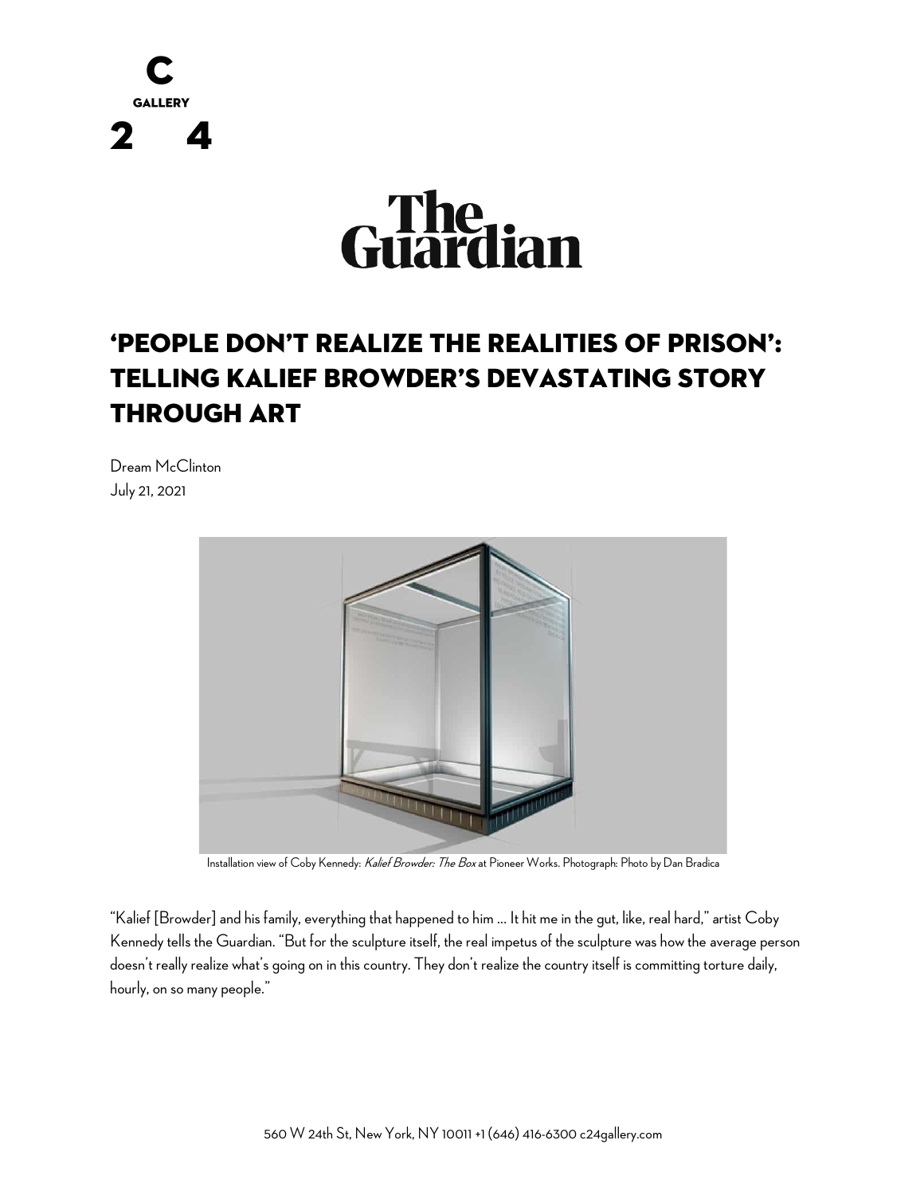# 'PEOPLE DON'T REALIZE THE REALITIES OF PRISON': TELLING KALIEF BROWDER'S DEVASTATING STORY THROUGH ART

Dream McClinton
July 21, 2021

Installation view of Coby Kennedy: *Kalief Browder: The Box* at Pioneer Works. Photograph: Photo by Dan Bradica

"Kalief [Browder] and his family, everything that happened to him … It hit me in the gut, like, real hard," artist Coby Kennedy tells the Guardian. "But for the sculpture itself, the real impetus of the sculpture was how the average person doesn't really realize what's going on in this country. They don't realize the country itself is committing torture daily, hourly, on so many people."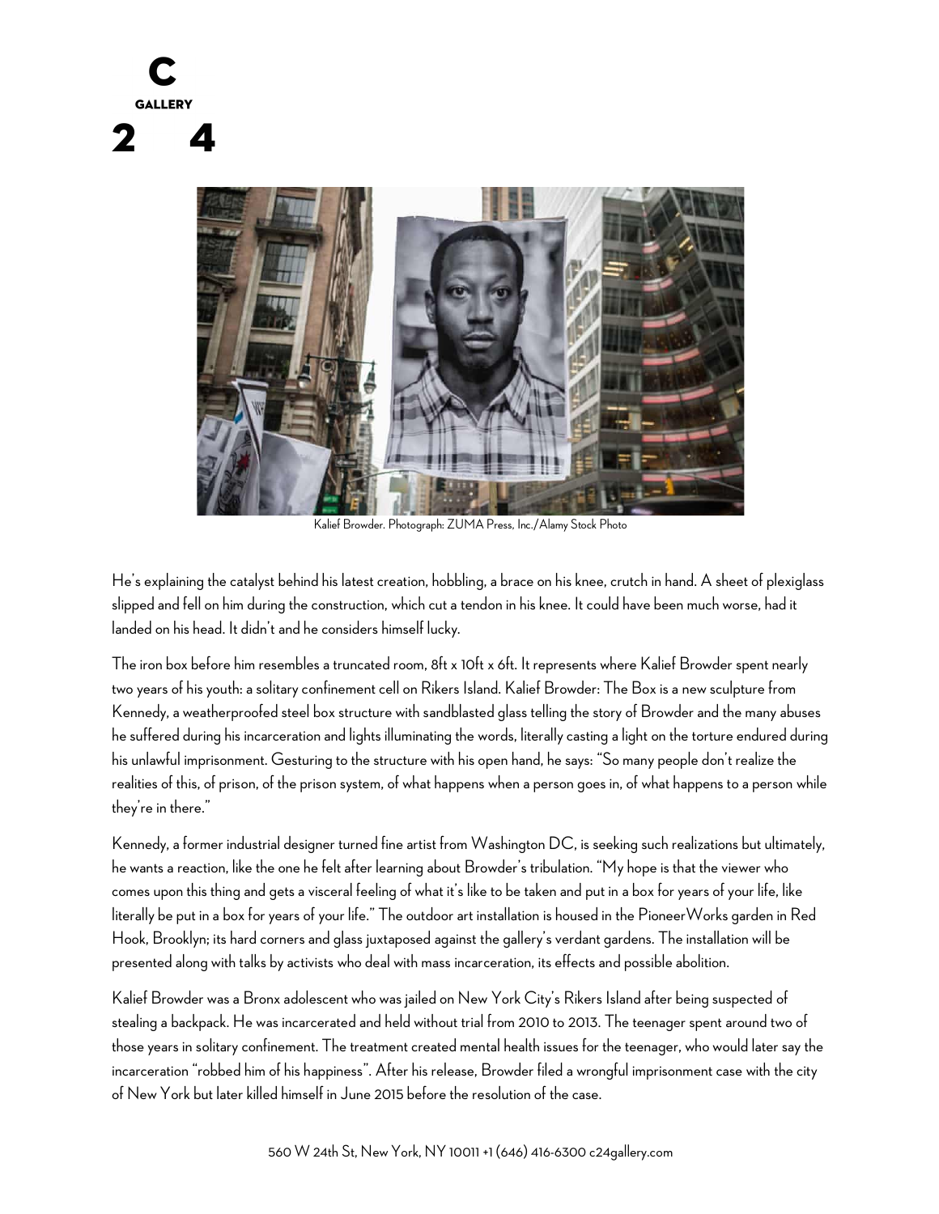Kalief Browder. Photograph: ZUMA Press, Inc./Alamy Stock Photo

He's explaining the catalyst behind his latest creation, hobbling, a brace on his knee, crutch in hand. A sheet of plexiglass slipped and fell on him during the construction, which cut a tendon in his knee. It could have been much worse, had it landed on his head. It didn't and he considers himself lucky.

The iron box before him resembles a truncated room, 8ft x 10ft x 6ft. It represents where Kalief Browder spent nearly two years of his youth: a solitary confinement cell on Rikers Island. Kalief Browder: The Box is a new sculpture from Kennedy, a weatherproofed steel box structure with sandblasted glass telling the story of Browder and the many abuses he suffered during his incarceration and lights illuminating the words, literally casting a light on the torture endured during his unlawful imprisonment. Gesturing to the structure with his open hand, he says: "So many people don't realize the realities of this, of prison, of the prison system, of what happens when a person goes in, of what happens to a person while they're in there."

Kennedy, a former industrial designer turned fine artist from Washington DC, is seeking such realizations but ultimately, he wants a reaction, like the one he felt after learning about Browder's tribulation. "My hope is that the viewer who comes upon this thing and gets a visceral feeling of what it's like to be taken and put in a box for years of your life, like literally be put in a box for years of your life." The outdoor art installation is housed in the PioneerWorks garden in Red Hook, Brooklyn; its hard corners and glass juxtaposed against the gallery's verdant gardens. The installation will be presented along with talks by activists who deal with mass incarceration, its effects and possible abolition.

Kalief Browder was a Bronx adolescent who was jailed on New York City's Rikers Island after being suspected of stealing a backpack. He was incarcerated and held without trial from 2010 to 2013. The teenager spent around two of those years in solitary confinement. The treatment created mental health issues for the teenager, who would later say the incarceration "robbed him of his happiness". After his release, Browder filed a wrongful imprisonment case with the city of New York but later killed himself in June 2015 before the resolution of the case.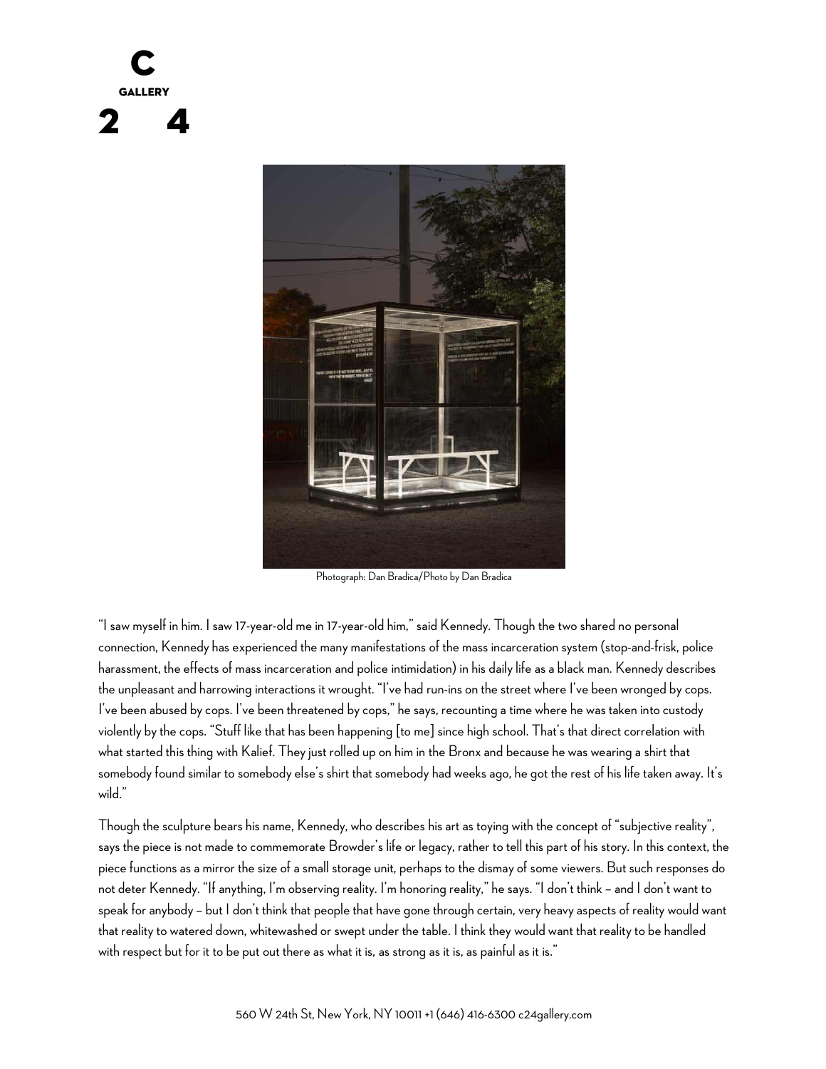Photograph: Dan Bradica/Photo by Dan Bradica

"I saw myself in him. I saw 17-year-old me in 17-year-old him," said Kennedy. Though the two shared no personal connection, Kennedy has experienced the many manifestations of the mass incarceration system (stop-and-frisk, police harassment, the effects of mass incarceration and police intimidation) in his daily life as a black man. Kennedy describes the unpleasant and harrowing interactions it wrought. "I've had run-ins on the street where I've been wronged by cops. I've been abused by cops. I've been threatened by cops," he says, recounting a time where he was taken into custody violently by the cops. "Stuff like that has been happening [to me] since high school. That's that direct correlation with what started this thing with Kalief. They just rolled up on him in the Bronx and because he was wearing a shirt that somebody found similar to somebody else's shirt that somebody had weeks ago, he got the rest of his life taken away. It's wild."

Though the sculpture bears his name, Kennedy, who describes his art as toying with the concept of "subjective reality", says the piece is not made to commemorate Browder's life or legacy, rather to tell this part of his story. In this context, the piece functions as a mirror the size of a small storage unit, perhaps to the dismay of some viewers. But such responses do not deter Kennedy. "If anything, I'm observing reality. I'm honoring reality," he says. "I don't think – and I don't want to speak for anybody – but I don't think that people that have gone through certain, very heavy aspects of reality would want that reality to watered down, whitewashed or swept under the table. I think they would want that reality to be handled with respect but for it to be put out there as what it is, as strong as it is, as painful as it is."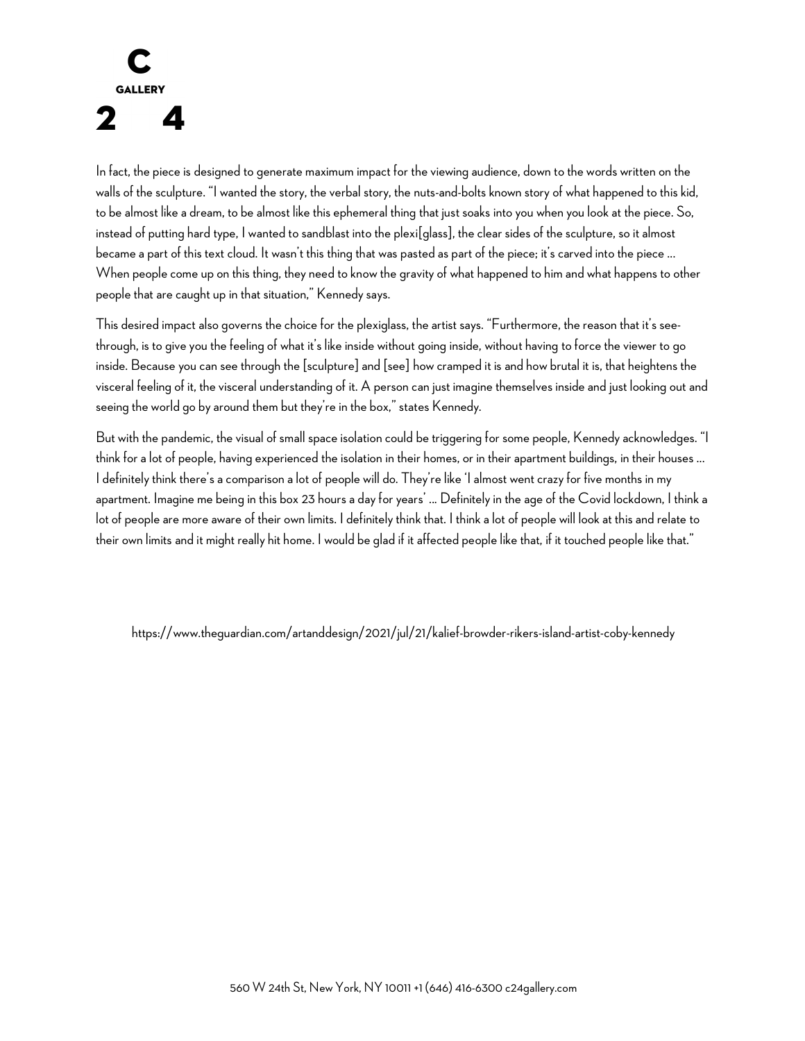In fact, the piece is designed to generate maximum impact for the viewing audience, down to the words written on the walls of the sculpture. "I wanted the story, the verbal story, the nuts-and-bolts known story of what happened to this kid, to be almost like a dream, to be almost like this ephemeral thing that just soaks into you when you look at the piece. So, instead of putting hard type, I wanted to sandblast into the plexi[glass], the clear sides of the sculpture, so it almost became a part of this text cloud. It wasn't this thing that was pasted as part of the piece; it's carved into the piece … When people come up on this thing, they need to know the gravity of what happened to him and what happens to other people that are caught up in that situation," Kennedy says.

This desired impact also governs the choice for the plexiglass, the artist says. "Furthermore, the reason that it's see-through, is to give you the feeling of what it's like inside without going inside, without having to force the viewer to go inside. Because you can see through the [sculpture] and [see] how cramped it is and how brutal it is, that heightens the visceral feeling of it, the visceral understanding of it. A person can just imagine themselves inside and just looking out and seeing the world go by around them but they're in the box," states Kennedy.

But with the pandemic, the visual of small space isolation could be triggering for some people, Kennedy acknowledges. "I think for a lot of people, having experienced the isolation in their homes, or in their apartment buildings, in their houses … I definitely think there's a comparison a lot of people will do. They're like 'I almost went crazy for five months in my apartment. Imagine me being in this box 23 hours a day for years' … Definitely in the age of the Covid lockdown, I think a lot of people are more aware of their own limits. I definitely think that. I think a lot of people will look at this and relate to their own limits and it might really hit home. I would be glad if it affected people like that, if it touched people like that."

https://www.theguardian.com/artanddesign/2021/jul/21/kalief-browder-rikers-island-artist-coby-kennedy